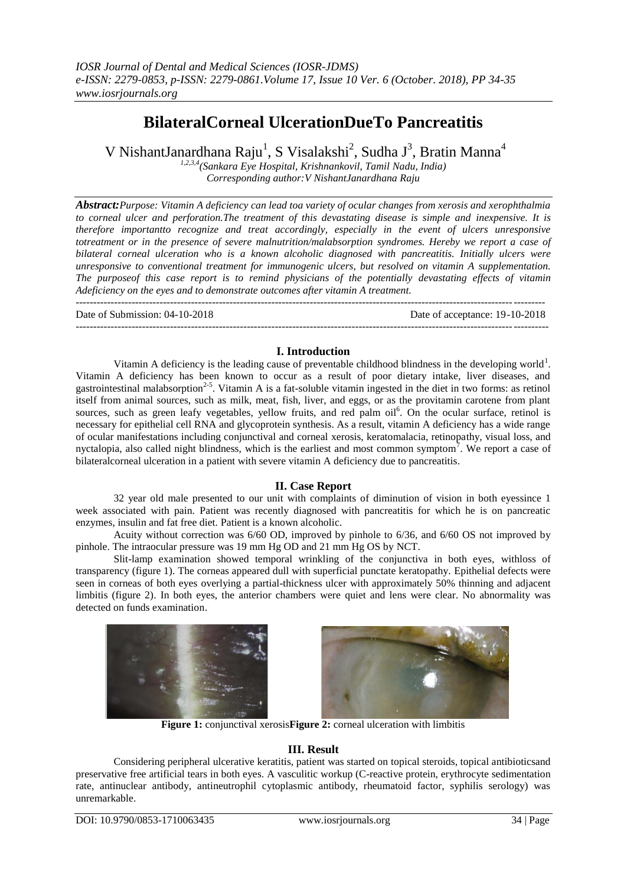# BilateralCorneal UlcerationDueTo Pancreatitis

V NishantJanardhana Raju[1], S Visalakshi[2], Sudha J[3], Bratin Manna[4]

[1,2,3,4](Sankara Eye Hospital, Krishnankovil, Tamil Nadu, India)
Corresponding author:V NishantJanardhana Raju

***Abstract:****Purpose: Vitamin A deficiency can lead toa variety of ocular changes from xerosis and xerophthalmia to corneal ulcer and perforation.The treatment of this devastating disease is simple and inexpensive. It is therefore importantto recognize and treat accordingly, especially in the event of ulcers unresponsive totreatment or in the presence of severe malnutrition/malabsorption syndromes. Hereby we report a case of bilateral corneal ulceration who is a known alcoholic diagnosed with pancreatitis. Initially ulcers were unresponsive to conventional treatment for immunogenic ulcers, but resolved on vitamin A supplementation. The purposeof this case report is to remind physicians of the potentially devastating effects of vitamin Adeficiency on the eyes and to demonstrate outcomes after vitamin A treatment.*

Date of Submission: 04-10-2018 Date of acceptance: 19-10-2018

## I. Introduction

Vitamin A deficiency is the leading cause of preventable childhood blindness in the developing world[1]. Vitamin A deficiency has been known to occur as a result of poor dietary intake, liver diseases, and gastrointestinal malabsorption[2-5]. Vitamin A is a fat-soluble vitamin ingested in the diet in two forms: as retinol itself from animal sources, such as milk, meat, fish, liver, and eggs, or as the provitamin carotene from plant sources, such as green leafy vegetables, yellow fruits, and red palm oil[6]. On the ocular surface, retinol is necessary for epithelial cell RNA and glycoprotein synthesis. As a result, vitamin A deficiency has a wide range of ocular manifestations including conjunctival and corneal xerosis, keratomalacia, retinopathy, visual loss, and nyctalopia, also called night blindness, which is the earliest and most common symptom[7]. We report a case of bilateralcorneal ulceration in a patient with severe vitamin A deficiency due to pancreatitis.

## II. Case Report

32 year old male presented to our unit with complaints of diminution of vision in both eyessince 1 week associated with pain. Patient was recently diagnosed with pancreatitis for which he is on pancreatic enzymes, insulin and fat free diet. Patient is a known alcoholic.

Acuity without correction was 6/60 OD, improved by pinhole to 6/36, and 6/60 OS not improved by pinhole. The intraocular pressure was 19 mm Hg OD and 21 mm Hg OS by NCT.

Slit-lamp examination showed temporal wrinkling of the conjunctiva in both eyes, withloss of transparency (figure 1). The corneas appeared dull with superficial punctate keratopathy. Epithelial defects were seen in corneas of both eyes overlying a partial-thickness ulcer with approximately 50% thinning and adjacent limbitis (figure 2). In both eyes, the anterior chambers were quiet and lens were clear. No abnormality was detected on funds examination.

**Figure 1:** conjunctival xerosis **Figure 2:** corneal ulceration with limbitis

## III. Result

Considering peripheral ulcerative keratitis, patient was started on topical steroids, topical antibioticsand preservative free artificial tears in both eyes. A vasculitic workup (C-reactive protein, erythrocyte sedimentation rate, antinuclear antibody, antineutrophil cytoplasmic antibody, rheumatoid factor, syphilis serology) was unremarkable.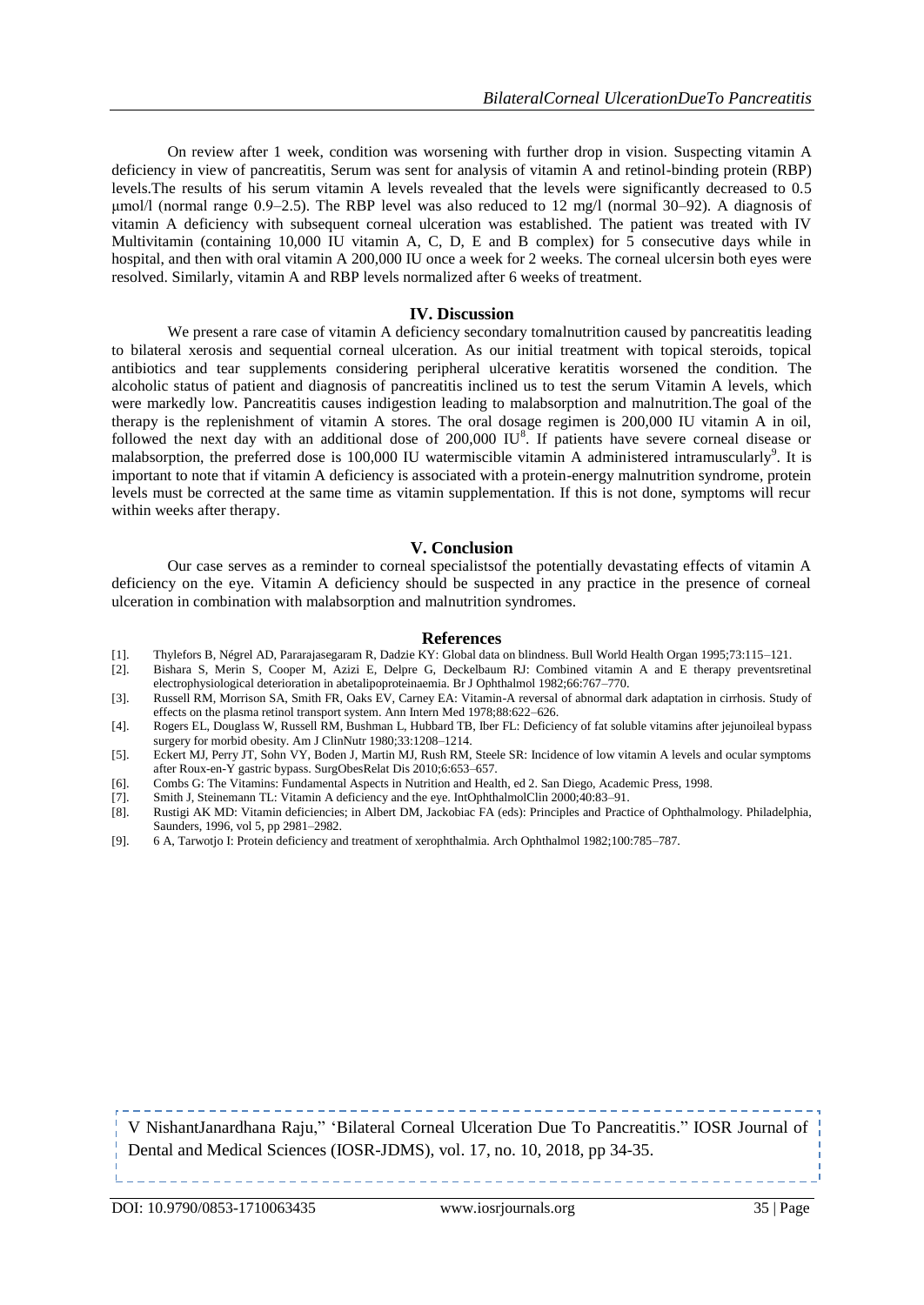On review after 1 week, condition was worsening with further drop in vision. Suspecting vitamin A deficiency in view of pancreatitis, Serum was sent for analysis of vitamin A and retinol-binding protein (RBP) levels.The results of his serum vitamin A levels revealed that the levels were significantly decreased to 0.5 μmol/l (normal range 0.9–2.5). The RBP level was also reduced to 12 mg/l (normal 30–92). A diagnosis of vitamin A deficiency with subsequent corneal ulceration was established. The patient was treated with IV Multivitamin (containing 10,000 IU vitamin A, C, D, E and B complex) for 5 consecutive days while in hospital, and then with oral vitamin A 200,000 IU once a week for 2 weeks. The corneal ulcersin both eyes were resolved. Similarly, vitamin A and RBP levels normalized after 6 weeks of treatment.

## IV. Discussion

We present a rare case of vitamin A deficiency secondary tomalnutrition caused by pancreatitis leading to bilateral xerosis and sequential corneal ulceration. As our initial treatment with topical steroids, topical antibiotics and tear supplements considering peripheral ulcerative keratitis worsened the condition. The alcoholic status of patient and diagnosis of pancreatitis inclined us to test the serum Vitamin A levels, which were markedly low. Pancreatitis causes indigestion leading to malabsorption and malnutrition.The goal of the therapy is the replenishment of vitamin A stores. The oral dosage regimen is 200,000 IU vitamin A in oil, followed the next day with an additional dose of 200,000 IU[8]. If patients have severe corneal disease or malabsorption, the preferred dose is 100,000 IU watermiscible vitamin A administered intramuscularly[9]. It is important to note that if vitamin A deficiency is associated with a protein-energy malnutrition syndrome, protein levels must be corrected at the same time as vitamin supplementation. If this is not done, symptoms will recur within weeks after therapy.

## V. Conclusion

Our case serves as a reminder to corneal specialistsof the potentially devastating effects of vitamin A deficiency on the eye. Vitamin A deficiency should be suspected in any practice in the presence of corneal ulceration in combination with malabsorption and malnutrition syndromes.

## References

[1]. Thylefors B, Négrel AD, Pararajasegaram R, Dadzie KY: Global data on blindness. Bull World Health Organ 1995;73:115–121.

[2]. Bishara S, Merin S, Cooper M, Azizi E, Delpre G, Deckelbaum RJ: Combined vitamin A and E therapy preventsretinal electrophysiological deterioration in abetalipoproteinaemia. Br J Ophthalmol 1982;66:767–770.

[3]. Russell RM, Morrison SA, Smith FR, Oaks EV, Carney EA: Vitamin-A reversal of abnormal dark adaptation in cirrhosis. Study of effects on the plasma retinol transport system. Ann Intern Med 1978;88:622–626.

[4]. Rogers EL, Douglass W, Russell RM, Bushman L, Hubbard TB, Iber FL: Deficiency of fat soluble vitamins after jejunoileal bypass surgery for morbid obesity. Am J ClinNutr 1980;33:1208–1214.

[5]. Eckert MJ, Perry JT, Sohn VY, Boden J, Martin MJ, Rush RM, Steele SR: Incidence of low vitamin A levels and ocular symptoms after Roux-en-Y gastric bypass. SurgObesRelat Dis 2010;6:653–657.

[6]. Combs G: The Vitamins: Fundamental Aspects in Nutrition and Health, ed 2. San Diego, Academic Press, 1998.

[7]. Smith J, Steinemann TL: Vitamin A deficiency and the eye. IntOphthalmolClin 2000;40:83–91.

[8]. Rustigi AK MD: Vitamin deficiencies; in Albert DM, Jackobiac FA (eds): Principles and Practice of Ophthalmology. Philadelphia, Saunders, 1996, vol 5, pp 2981–2982.

[9]. 6 A, Tarwotjo I: Protein deficiency and treatment of xerophthalmia. Arch Ophthalmol 1982;100:785–787.

V NishantJanardhana Raju," 'Bilateral Corneal Ulceration Due To Pancreatitis." IOSR Journal of Dental and Medical Sciences (IOSR-JDMS), vol. 17, no. 10, 2018, pp 34-35.